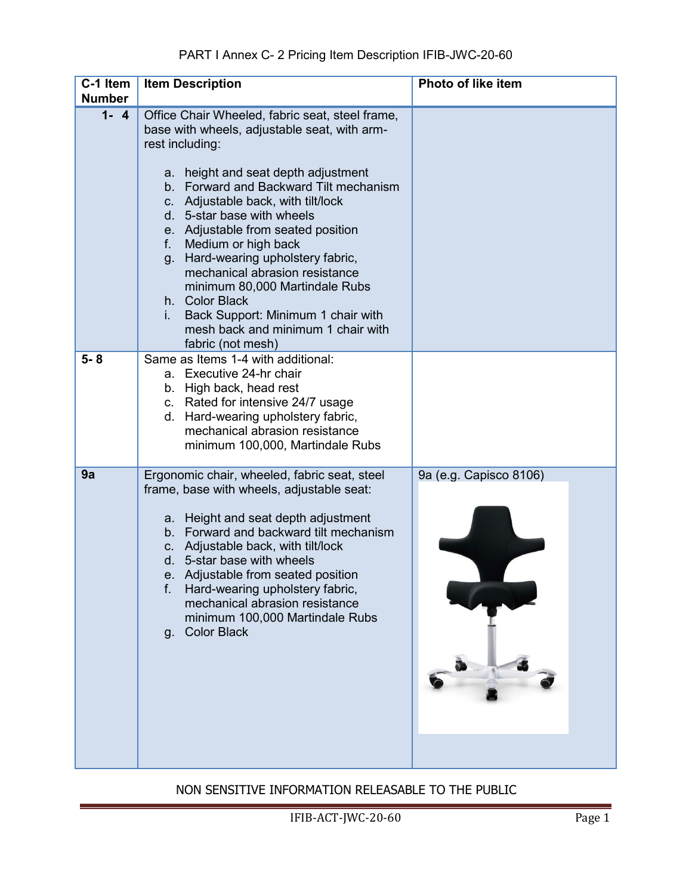PART I Annex C- 2 Pricing Item Description IFIB-JWC-20-60

| C-1 Item Number | Item Description | Photo of like item |
|---|---|---|
| 1- 4 | Office Chair Wheeled, fabric seat, steel frame, base with wheels, adjustable seat, with arm-rest including:<br><br>a. height and seat depth adjustment<br>b. Forward and Backward Tilt mechanism<br>c. Adjustable back, with tilt/lock<br>d. 5-star base with wheels<br>e. Adjustable from seated position<br>f. Medium or high back<br>g. Hard-wearing upholstery fabric, mechanical abrasion resistance minimum 80,000 Martindale Rubs<br>h. Color Black<br>i. Back Support: Minimum 1 chair with mesh back and minimum 1 chair with fabric (not mesh) | |
| 5- 8 | Same as Items 1-4 with additional:<br>a. Executive 24-hr chair<br>b. High back, head rest<br>c. Rated for intensive 24/7 usage<br>d. Hard-wearing upholstery fabric, mechanical abrasion resistance minimum 100,000, Martindale Rubs | |
| 9a | Ergonomic chair, wheeled, fabric seat, steel frame, base with wheels, adjustable seat:<br><br>a. Height and seat depth adjustment<br>b. Forward and backward tilt mechanism<br>c. Adjustable back, with tilt/lock<br>d. 5-star base with wheels<br>e. Adjustable from seated position<br>f. Hard-wearing upholstery fabric, mechanical abrasion resistance minimum 100,000 Martindale Rubs<br>g. Color Black | 9a (e.g. Capisco 8106) |

NON SENSITIVE INFORMATION RELEASABLE TO THE PUBLIC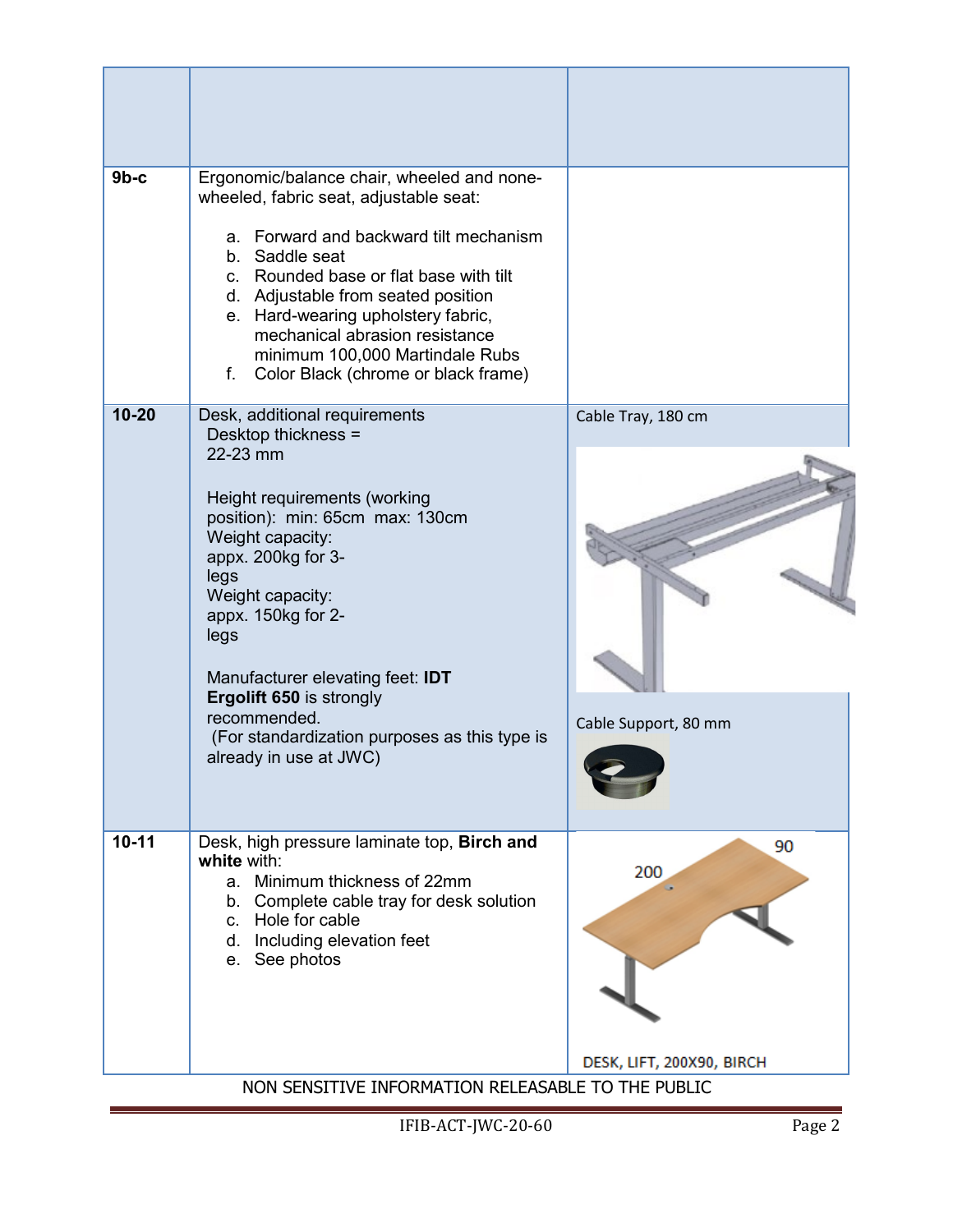| | | |
|---|---|---|
| | | |
| **9b-c** | Ergonomic/balance chair, wheeled and none-wheeled, fabric seat, adjustable seat:<br><br>a. Forward and backward tilt mechanism<br>b. Saddle seat<br>c. Rounded base or flat base with tilt<br>d. Adjustable from seated position<br>e. Hard-wearing upholstery fabric, mechanical abrasion resistance minimum 100,000 Martindale Rubs<br>f. Color Black (chrome or black frame) | |
| **10-20** | Desk, additional requirements<br>Desktop thickness = 22-23 mm<br><br>Height requirements (working position): min: 65cm max: 130cm<br>Weight capacity: appx. 200kg for 3-legs<br>Weight capacity: appx. 150kg for 2-legs<br><br>Manufacturer elevating feet: **IDT Ergolift 650** is strongly recommended.<br>(For standardization purposes as this type is already in use at JWC) | Cable Tray, 180 cm<br><br>Cable Support, 80 mm |
| **10-11** | Desk, high pressure laminate top, **Birch and white** with:<br>a. Minimum thickness of 22mm<br>b. Complete cable tray for desk solution<br>c. Hole for cable<br>d. Including elevation feet<br>e. See photos | 200 90<br><br>DESK, LIFT, 200X90, BIRCH |

NON SENSITIVE INFORMATION RELEASABLE TO THE PUBLIC

IFIB-ACT-JWC-20-60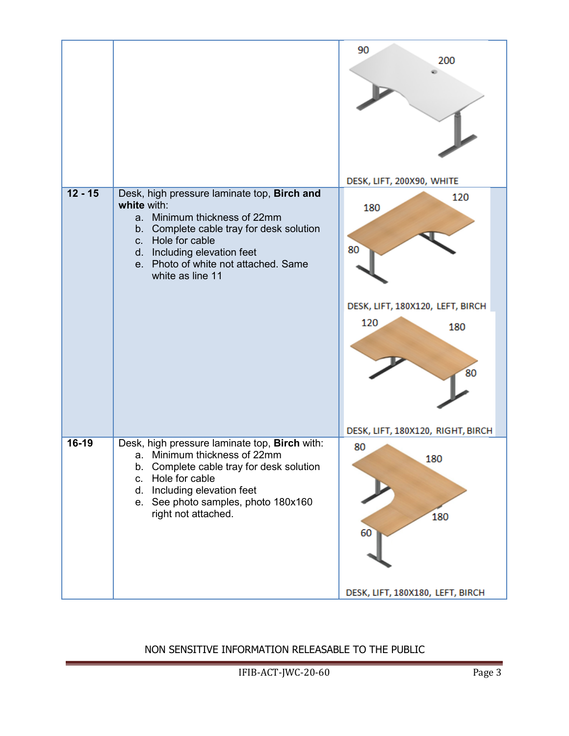| | | |
|---|---|---|
| | | 90 200 DESK, LIFT, 200X90, WHITE |
| 12 - 15 | Desk, high pressure laminate top, **Birch and white** with:<br>a. Minimum thickness of 22mm<br>b. Complete cable tray for desk solution<br>c. Hole for cable<br>d. Including elevation feet<br>e. Photo of white not attached. Same white as line 11 | 180 120 80 DESK, LIFT, 180X120, LEFT, BIRCH<br>120 180 80 DESK, LIFT, 180X120, RIGHT, BIRCH |
| 16-19 | Desk, high pressure laminate top, **Birch** with:<br>a. Minimum thickness of 22mm<br>b. Complete cable tray for desk solution<br>c. Hole for cable<br>d. Including elevation feet<br>e. See photo samples, photo 180x160 right not attached. | 80 180 180 60 DESK, LIFT, 180X180, LEFT, BIRCH |

NON SENSITIVE INFORMATION RELEASABLE TO THE PUBLIC

IFIB-ACT-JWC-20-60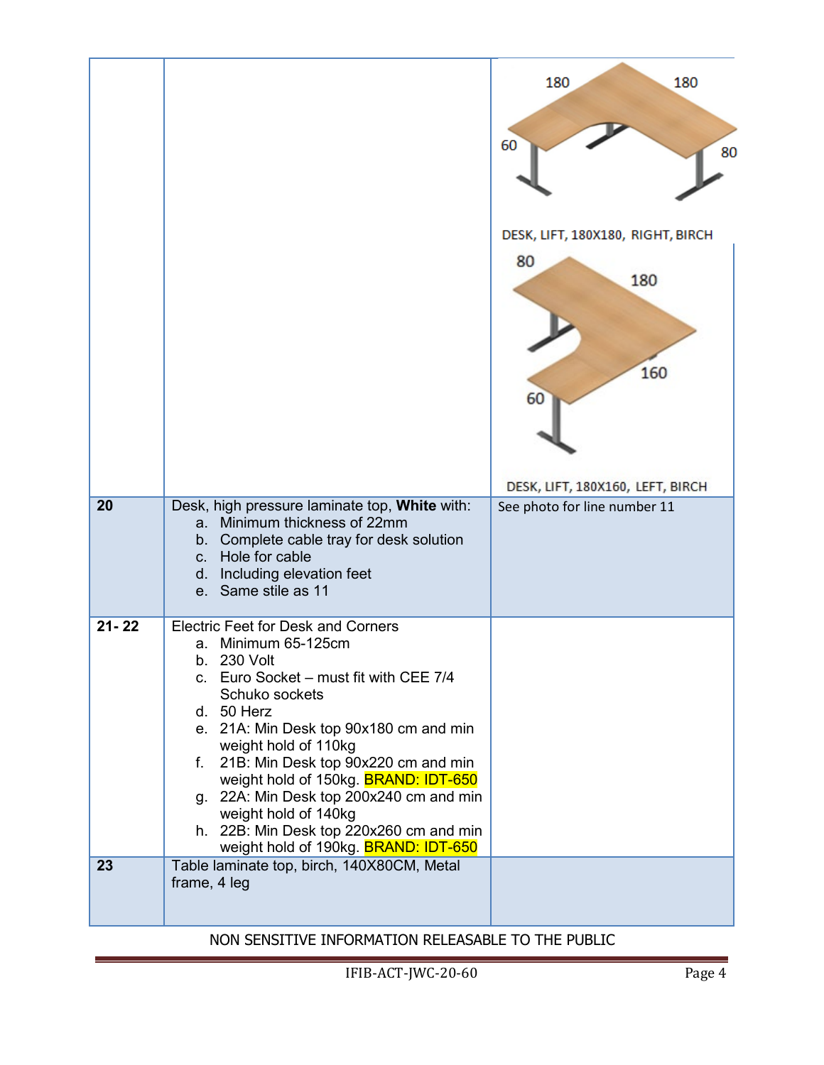| | | |
|---|---|---|
| | | 180 180 60 80<br>DESK, LIFT, 180X180, RIGHT, BIRCH<br>80 180 160 60<br>DESK, LIFT, 180X160, LEFT, BIRCH |
| **20** | Desk, high pressure laminate top, **White** with:<br>a. Minimum thickness of 22mm<br>b. Complete cable tray for desk solution<br>c. Hole for cable<br>d. Including elevation feet<br>e. Same stile as 11 | See photo for line number 11 |
| **21- 22** | Electric Feet for Desk and Corners<br>a. Minimum 65-125cm<br>b. 230 Volt<br>c. Euro Socket – must fit with CEE 7/4 Schuko sockets<br>d. 50 Herz<br>e. 21A: Min Desk top 90x180 cm and min weight hold of 110kg<br>f. 21B: Min Desk top 90x220 cm and min weight hold of 150kg. BRAND: IDT-650<br>g. 22A: Min Desk top 200x240 cm and min weight hold of 140kg<br>h. 22B: Min Desk top 220x260 cm and min weight hold of 190kg. BRAND: IDT-650 | |
| **23** | Table laminate top, birch, 140X80CM, Metal frame, 4 leg | |

NON SENSITIVE INFORMATION RELEASABLE TO THE PUBLIC

IFIB-ACT-JWC-20-60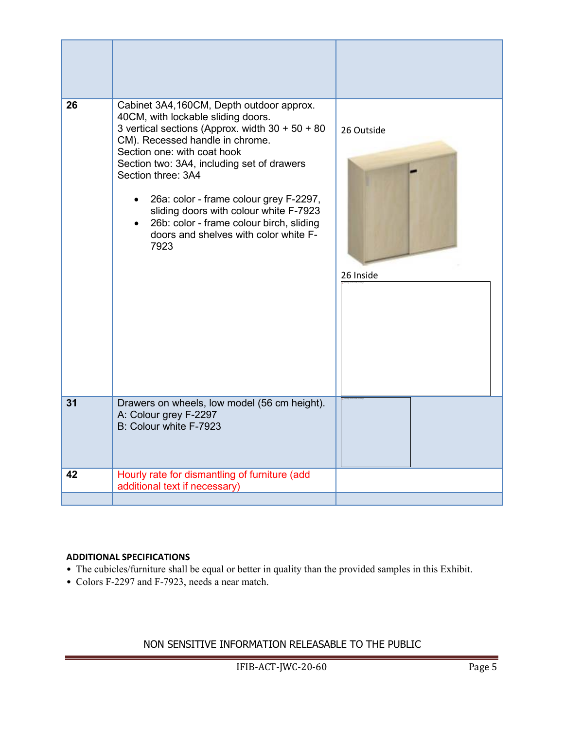| | | |
|---|---|---|
| 26 | Cabinet 3A4,160CM, Depth outdoor approx. 40CM, with lockable sliding doors.<br>3 vertical sections (Approx. width 30 + 50 + 80 CM). Recessed handle in chrome.<br>Section one: with coat hook<br>Section two: 3A4, including set of drawers<br>Section three: 3A4<br><br>• 26a: color - frame colour grey F-2297, sliding doors with colour white F-7923<br>• 26b: color - frame colour birch, sliding doors and shelves with color white F-7923 | 26 Outside<br><br>26 Inside |
| 31 | Drawers on wheels, low model (56 cm height).<br>A: Colour grey F-2297<br>B: Colour white F-7923 | |
| 42 | Hourly rate for dismantling of furniture (add additional text if necessary) | |
| | | |

**ADDITIONAL SPECIFICATIONS**

- The cubicles/furniture shall be equal or better in quality than the provided samples in this Exhibit.
- Colors F-2297 and F-7923, needs a near match.

NON SENSITIVE INFORMATION RELEASABLE TO THE PUBLIC

IFIB-ACT-JWC-20-60